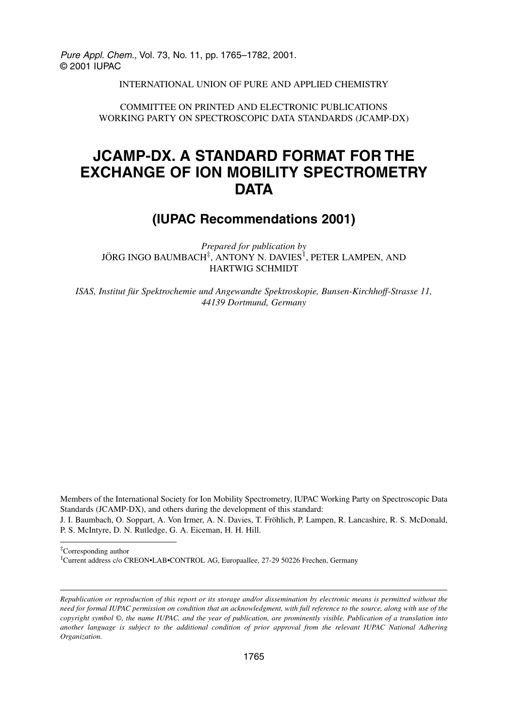INTERNATIONAL UNION OF PURE AND APPLIED CHEMISTRY

COMMITTEE ON PRINTED AND ELECTRONIC PUBLICATIONS
WORKING PARTY ON SPECTROSCOPIC DATA STANDARDS (JCAMP-DX)

# JCAMP-DX. A STANDARD FORMAT FOR THE EXCHANGE OF ION MOBILITY SPECTROMETRY DATA

## (IUPAC Recommendations 2001)

*Prepared for publication by*
JÖRG INGO BAUMBACH[‡], ANTONY N. DAVIES[1], PETER LAMPEN, AND HARTWIG SCHMIDT

*ISAS, Institut für Spektrochemie und Angewandte Spektroskopie, Bunsen-Kirchhoff-Strasse 11, 44139 Dortmund, Germany*

Members of the International Society for Ion Mobility Spectrometry, IUPAC Working Party on Spectroscopic Data Standards (JCAMP-DX), and others during the development of this standard:
J. I. Baumbach, O. Soppart, A. Von Irmer, A. N. Davies, T. Fröhlich, P. Lampen, R. Lancashire, R. S. McDonald, P. S. McIntyre, D. N. Rutledge, G. A. Eiceman, H. H. Hill.

[‡]Corresponding author

[1]Current address c/o CREON•LAB•CONTROL AG, Europaallee, 27-29 50226 Frechen, Germany

*Republication or reproduction of this report or its storage and/or dissemination by electronic means is permitted without the need for formal IUPAC permission on condition that an acknowledgment, with full reference to the source, along with use of the copyright symbol ©, the name IUPAC, and the year of publication, are prominently visible. Publication of a translation into another language is subject to the additional condition of prior approval from the relevant IUPAC National Adhering Organization.*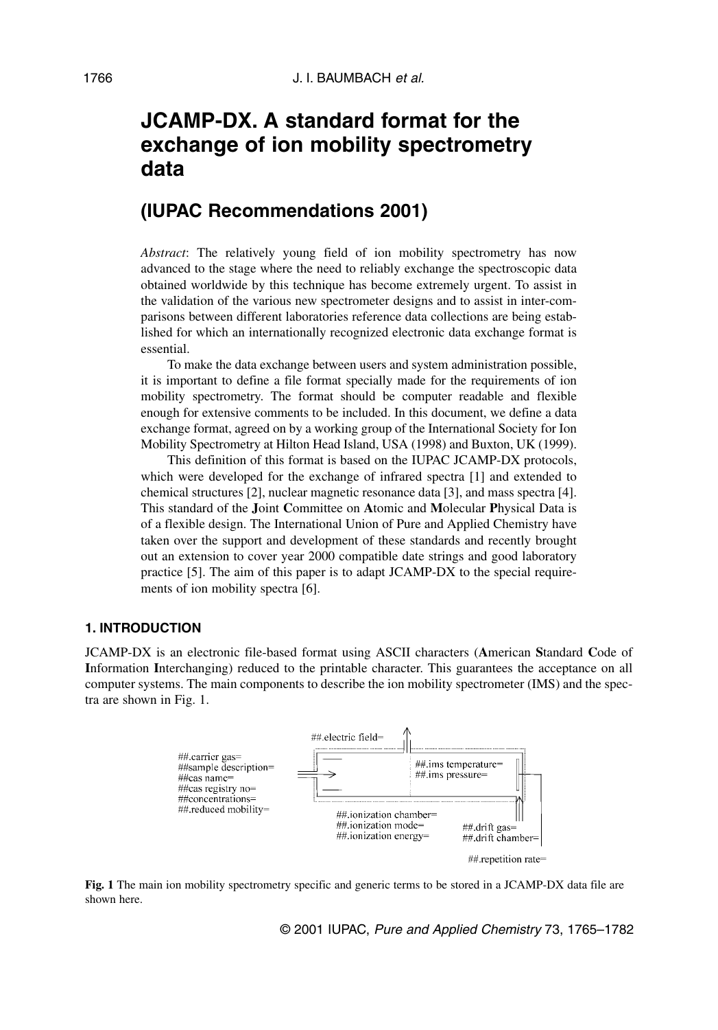# JCAMP-DX. A standard format for the exchange of ion mobility spectrometry data

## (IUPAC Recommendations 2001)

*Abstract*: The relatively young field of ion mobility spectrometry has now advanced to the stage where the need to reliably exchange the spectroscopic data obtained worldwide by this technique has become extremely urgent. To assist in the validation of the various new spectrometer designs and to assist in inter-comparisons between different laboratories reference data collections are being established for which an internationally recognized electronic data exchange format is essential.

To make the data exchange between users and system administration possible, it is important to define a file format specially made for the requirements of ion mobility spectrometry. The format should be computer readable and flexible enough for extensive comments to be included. In this document, we define a data exchange format, agreed on by a working group of the International Society for Ion Mobility Spectrometry at Hilton Head Island, USA (1998) and Buxton, UK (1999).

This definition of this format is based on the IUPAC JCAMP-DX protocols, which were developed for the exchange of infrared spectra [1] and extended to chemical structures [2], nuclear magnetic resonance data [3], and mass spectra [4]. This standard of the **J**oint **C**ommittee on **A**tomic and **M**olecular **P**hysical Data is of a flexible design. The International Union of Pure and Applied Chemistry have taken over the support and development of these standards and recently brought out an extension to cover year 2000 compatible date strings and good laboratory practice [5]. The aim of this paper is to adapt JCAMP-DX to the special requirements of ion mobility spectra [6].

### 1. INTRODUCTION

JCAMP-DX is an electronic file-based format using ASCII characters (**A**merican **S**tandard **C**ode of **I**nformation **I**nterchanging) reduced to the printable character. This guarantees the acceptance on all computer systems. The main components to describe the ion mobility spectrometer (IMS) and the spectra are shown in Fig. 1.

```
##.carrier gas=
##sample description=
##cas name=
##cas registry no=
##concentrations=
##.reduced mobility=
##.electric field=
##.ims temperature=
##.ims pressure=
##.ionization chamber=
##.ionization mode=
##.ionization energy=
##.drift gas=
##.drift chamber=
##.repetition rate=
```

**Fig. 1** The main ion mobility spectrometry specific and generic terms to be stored in a JCAMP-DX data file are shown here.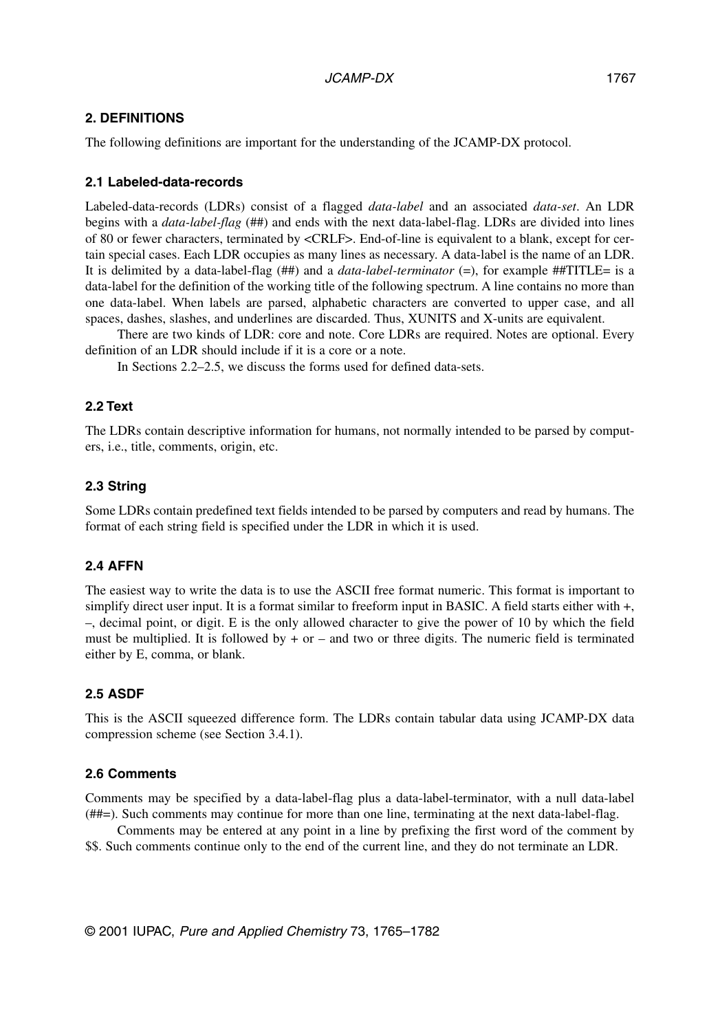## 2. DEFINITIONS

The following definitions are important for the understanding of the JCAMP-DX protocol.

### 2.1 Labeled-data-records

Labeled-data-records (LDRs) consist of a flagged *data-label* and an associated *data-set*. An LDR begins with a *data-label-flag* (##) and ends with the next data-label-flag. LDRs are divided into lines of 80 or fewer characters, terminated by <CRLF>. End-of-line is equivalent to a blank, except for certain special cases. Each LDR occupies as many lines as necessary. A data-label is the name of an LDR. It is delimited by a data-label-flag (##) and a *data-label-terminator* (=), for example ##TITLE= is a data-label for the definition of the working title of the following spectrum. A line contains no more than one data-label. When labels are parsed, alphabetic characters are converted to upper case, and all spaces, dashes, slashes, and underlines are discarded. Thus, XUNITS and X-units are equivalent.

There are two kinds of LDR: core and note. Core LDRs are required. Notes are optional. Every definition of an LDR should include if it is a core or a note.

In Sections 2.2–2.5, we discuss the forms used for defined data-sets.

### 2.2 Text

The LDRs contain descriptive information for humans, not normally intended to be parsed by computers, i.e., title, comments, origin, etc.

### 2.3 String

Some LDRs contain predefined text fields intended to be parsed by computers and read by humans. The format of each string field is specified under the LDR in which it is used.

### 2.4 AFFN

The easiest way to write the data is to use the ASCII free format numeric. This format is important to simplify direct user input. It is a format similar to freeform input in BASIC. A field starts either with +, –, decimal point, or digit. E is the only allowed character to give the power of 10 by which the field must be multiplied. It is followed by + or – and two or three digits. The numeric field is terminated either by E, comma, or blank.

### 2.5 ASDF

This is the ASCII squeezed difference form. The LDRs contain tabular data using JCAMP-DX data compression scheme (see Section 3.4.1).

### 2.6 Comments

Comments may be specified by a data-label-flag plus a data-label-terminator, with a null data-label (##=). Such comments may continue for more than one line, terminating at the next data-label-flag.

Comments may be entered at any point in a line by prefixing the first word of the comment by $$. Such comments continue only to the end of the current line, and they do not terminate an LDR.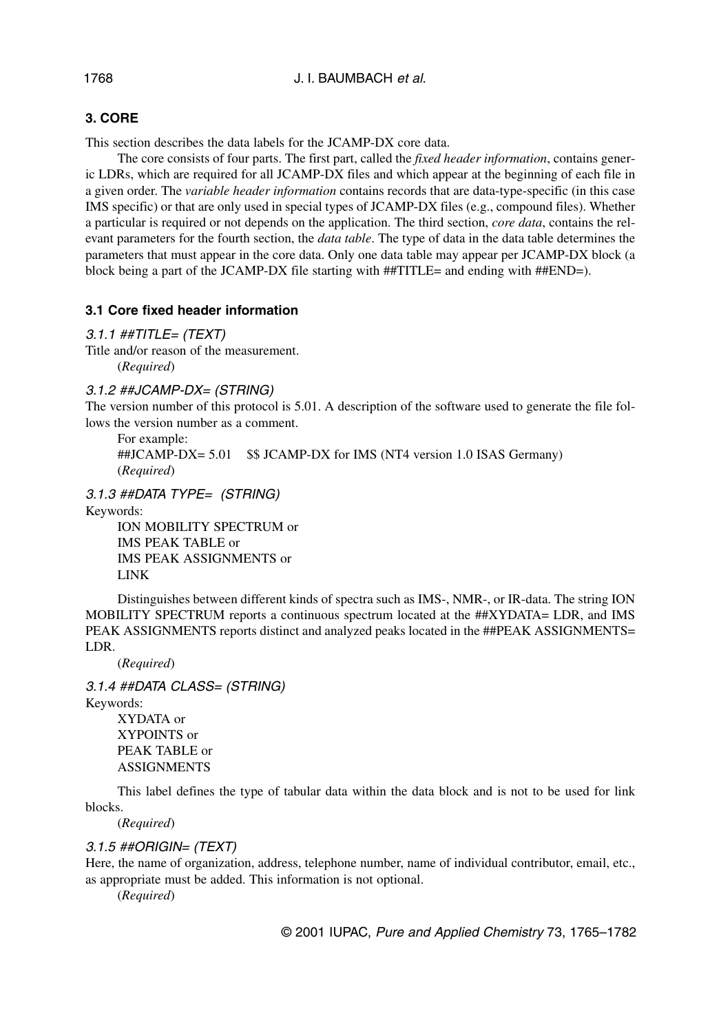## 3. CORE

This section describes the data labels for the JCAMP-DX core data.

The core consists of four parts. The first part, called the *fixed header information*, contains generic LDRs, which are required for all JCAMP-DX files and which appear at the beginning of each file in a given order. The *variable header information* contains records that are data-type-specific (in this case IMS specific) or that are only used in special types of JCAMP-DX files (e.g., compound files). Whether a particular is required or not depends on the application. The third section, *core data*, contains the relevant parameters for the fourth section, the *data table*. The type of data in the data table determines the parameters that must appear in the core data. Only one data table may appear per JCAMP-DX block (a block being a part of the JCAMP-DX file starting with ##TITLE= and ending with ##END=).

### 3.1 Core fixed header information

#### *3.1.1 ##TITLE= (TEXT)*

Title and/or reason of the measurement.

(*Required*)

#### *3.1.2 ##JCAMP-DX= (STRING)*

The version number of this protocol is 5.01. A description of the software used to generate the file follows the version number as a comment.

For example:

##JCAMP-DX= 5.01    $$ JCAMP-DX for IMS (NT4 version 1.0 ISAS Germany)

(*Required*)

#### *3.1.3 ##DATA TYPE= (STRING)*

Keywords:

ION MOBILITY SPECTRUM or
IMS PEAK TABLE or
IMS PEAK ASSIGNMENTS or
LINK

Distinguishes between different kinds of spectra such as IMS-, NMR-, or IR-data. The string ION MOBILITY SPECTRUM reports a continuous spectrum located at the ##XYDATA= LDR, and IMS PEAK ASSIGNMENTS reports distinct and analyzed peaks located in the ##PEAK ASSIGNMENTS= LDR.

(*Required*)

#### *3.1.4 ##DATA CLASS= (STRING)*

Keywords:

XYDATA or
XYPOINTS or
PEAK TABLE or
ASSIGNMENTS

This label defines the type of tabular data within the data block and is not to be used for link blocks.

(*Required*)

#### *3.1.5 ##ORIGIN= (TEXT)*

Here, the name of organization, address, telephone number, name of individual contributor, email, etc., as appropriate must be added. This information is not optional.

(*Required*)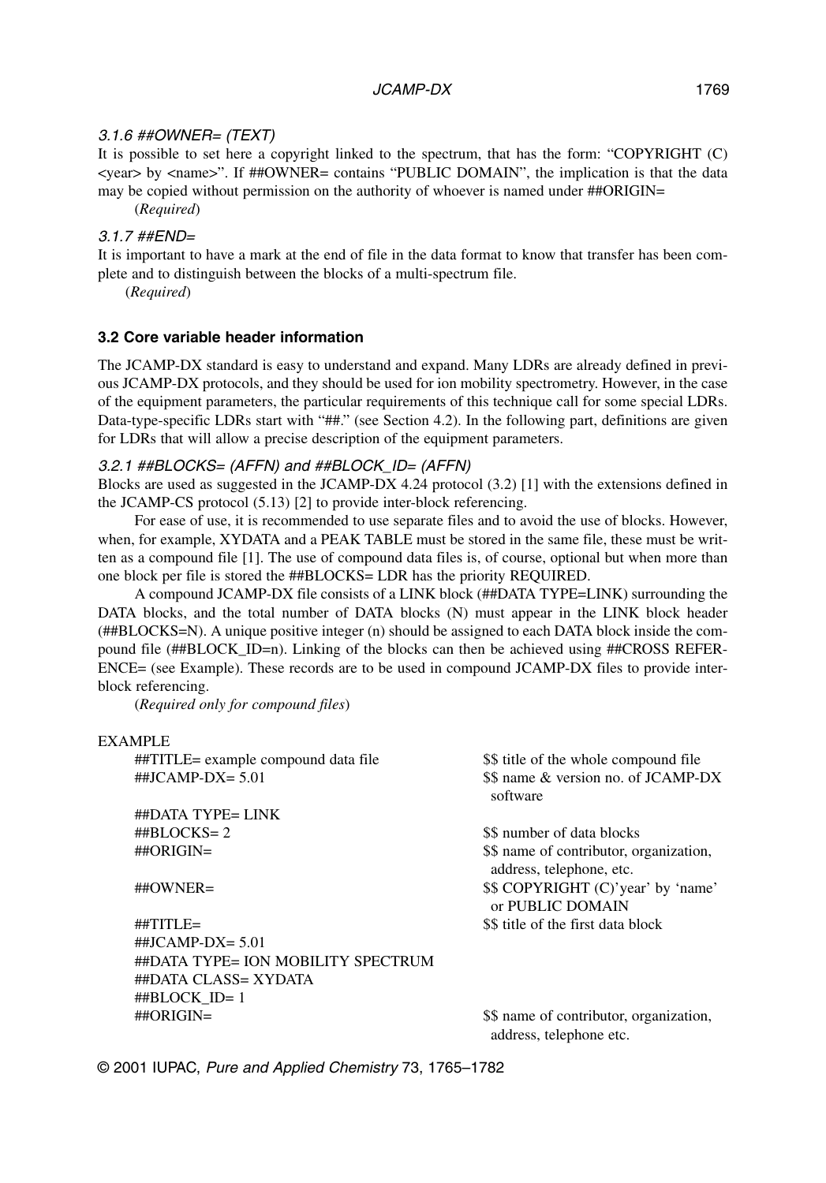#### 3.1.6 ##OWNER= (TEXT)

It is possible to set here a copyright linked to the spectrum, that has the form: "COPYRIGHT (C) <year> by <name>". If ##OWNER= contains "PUBLIC DOMAIN", the implication is that the data may be copied without permission on the authority of whoever is named under ##ORIGIN=

(*Required*)

#### 3.1.7 ##END=

It is important to have a mark at the end of file in the data format to know that transfer has been complete and to distinguish between the blocks of a multi-spectrum file.

(*Required*)

### 3.2 Core variable header information

The JCAMP-DX standard is easy to understand and expand. Many LDRs are already defined in previous JCAMP-DX protocols, and they should be used for ion mobility spectrometry. However, in the case of the equipment parameters, the particular requirements of this technique call for some special LDRs. Data-type-specific LDRs start with "##." (see Section 4.2). In the following part, definitions are given for LDRs that will allow a precise description of the equipment parameters.

#### 3.2.1 ##BLOCKS= (AFFN) and ##BLOCK_ID= (AFFN)

Blocks are used as suggested in the JCAMP-DX 4.24 protocol (3.2) [1] with the extensions defined in the JCAMP-CS protocol (5.13) [2] to provide inter-block referencing.

For ease of use, it is recommended to use separate files and to avoid the use of blocks. However, when, for example, XYDATA and a PEAK TABLE must be stored in the same file, these must be written as a compound file [1]. The use of compound data files is, of course, optional but when more than one block per file is stored the ##BLOCKS= LDR has the priority REQUIRED.

A compound JCAMP-DX file consists of a LINK block (##DATA TYPE=LINK) surrounding the DATA blocks, and the total number of DATA blocks (N) must appear in the LINK block header (##BLOCKS=N). A unique positive integer (n) should be assigned to each DATA block inside the compound file (##BLOCK_ID=n). Linking of the blocks can then be achieved using ##CROSS REFERENCE= (see Example). These records are to be used in compound JCAMP-DX files to provide inter-block referencing.

(*Required only for compound files*)

EXAMPLE

```
##TITLE= example compound data file          $$ title of the whole compound file
##JCAMP-DX= 5.01                             $$ name & version no. of JCAMP-DX
                                                software
##DATA TYPE= LINK
##BLOCKS= 2                                  $$ number of data blocks
##ORIGIN=                                    $$ name of contributor, organization,
                                                address, telephone, etc.
##OWNER=                                     $$ COPYRIGHT (C)'year' by 'name'
                                                or PUBLIC DOMAIN
##TITLE=                                     $$ title of the first data block
##JCAMP-DX= 5.01
##DATA TYPE= ION MOBILITY SPECTRUM
##DATA CLASS= XYDATA
##BLOCK_ID= 1
##ORIGIN=                                    $$ name of contributor, organization,
                                                address, telephone etc.
```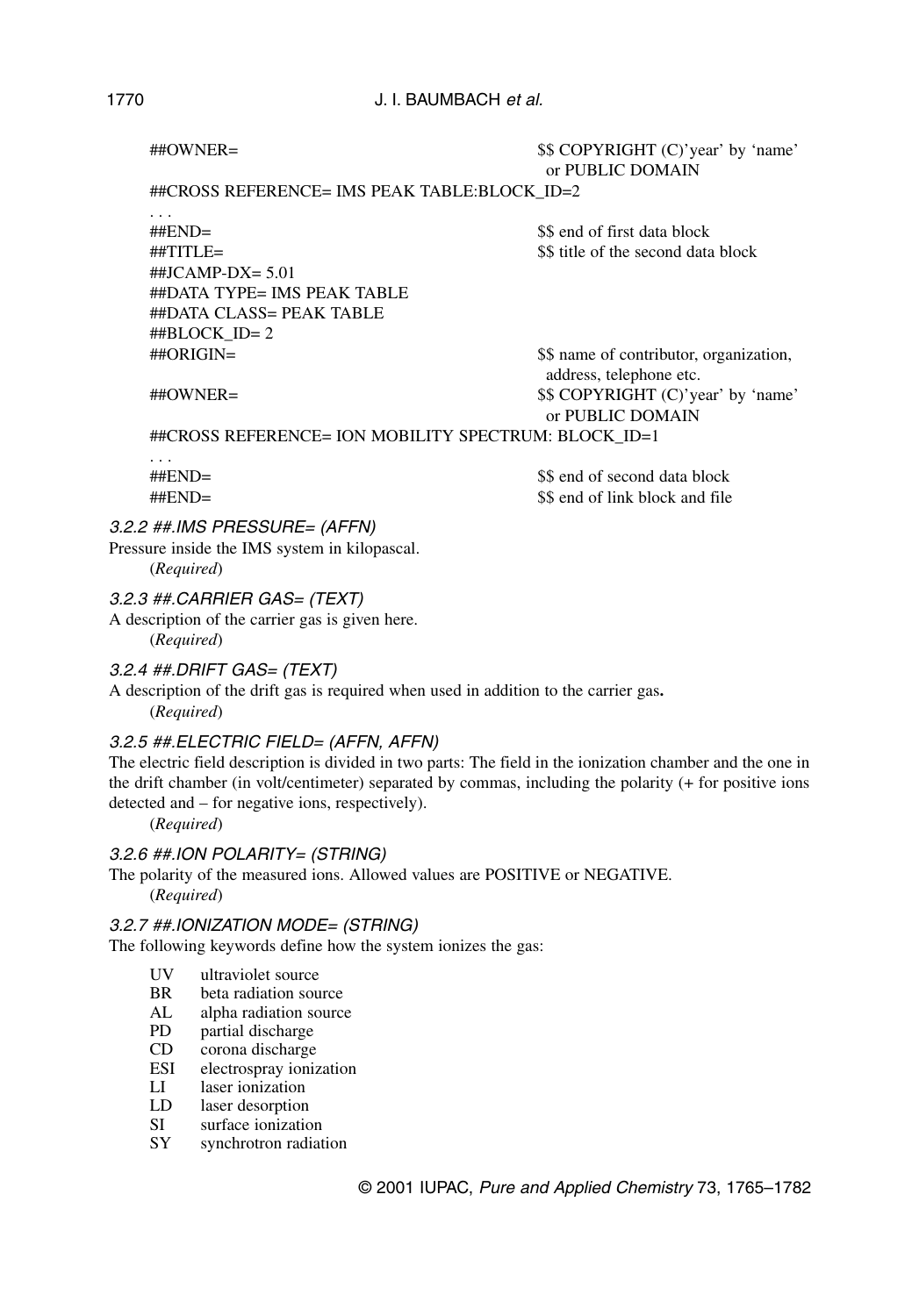```
##OWNER=                                    $$ COPYRIGHT (C)'year' by 'name'
                                               or PUBLIC DOMAIN
##CROSS REFERENCE= IMS PEAK TABLE:BLOCK_ID=2
...
##END=                                      $$ end of first data block
##TITLE=                                    $$ title of the second data block
##JCAMP-DX= 5.01
##DATA TYPE= IMS PEAK TABLE
##DATA CLASS= PEAK TABLE
##BLOCK_ID= 2
##ORIGIN=                                   $$ name of contributor, organization,
                                               address, telephone etc.
##OWNER=                                    $$ COPYRIGHT (C)'year' by 'name'
                                               or PUBLIC DOMAIN
##CROSS REFERENCE= ION MOBILITY SPECTRUM: BLOCK_ID=1
...
##END=                                      $$ end of second data block
##END=                                      $$ end of link block and file
```

#### *3.2.2 ##.IMS PRESSURE= (AFFN)*

Pressure inside the IMS system in kilopascal.

(*Required*)

#### *3.2.3 ##.CARRIER GAS= (TEXT)*

A description of the carrier gas is given here.

(*Required*)

#### *3.2.4 ##.DRIFT GAS= (TEXT)*

A description of the drift gas is required when used in addition to the carrier gas**.**

(*Required*)

#### *3.2.5 ##.ELECTRIC FIELD= (AFFN, AFFN)*

The electric field description is divided in two parts: The field in the ionization chamber and the one in the drift chamber (in volt/centimeter) separated by commas, including the polarity (+ for positive ions detected and – for negative ions, respectively).

(*Required*)

#### *3.2.6 ##.ION POLARITY= (STRING)*

The polarity of the measured ions. Allowed values are POSITIVE or NEGATIVE.

(*Required*)

#### *3.2.7 ##.IONIZATION MODE= (STRING)*

The following keywords define how the system ionizes the gas:

- UV ultraviolet source
- BR beta radiation source
- AL alpha radiation source
- PD partial discharge
- CD corona discharge
- ESI electrospray ionization
- LI laser ionization
- LD laser desorption
- SI surface ionization
- SY synchrotron radiation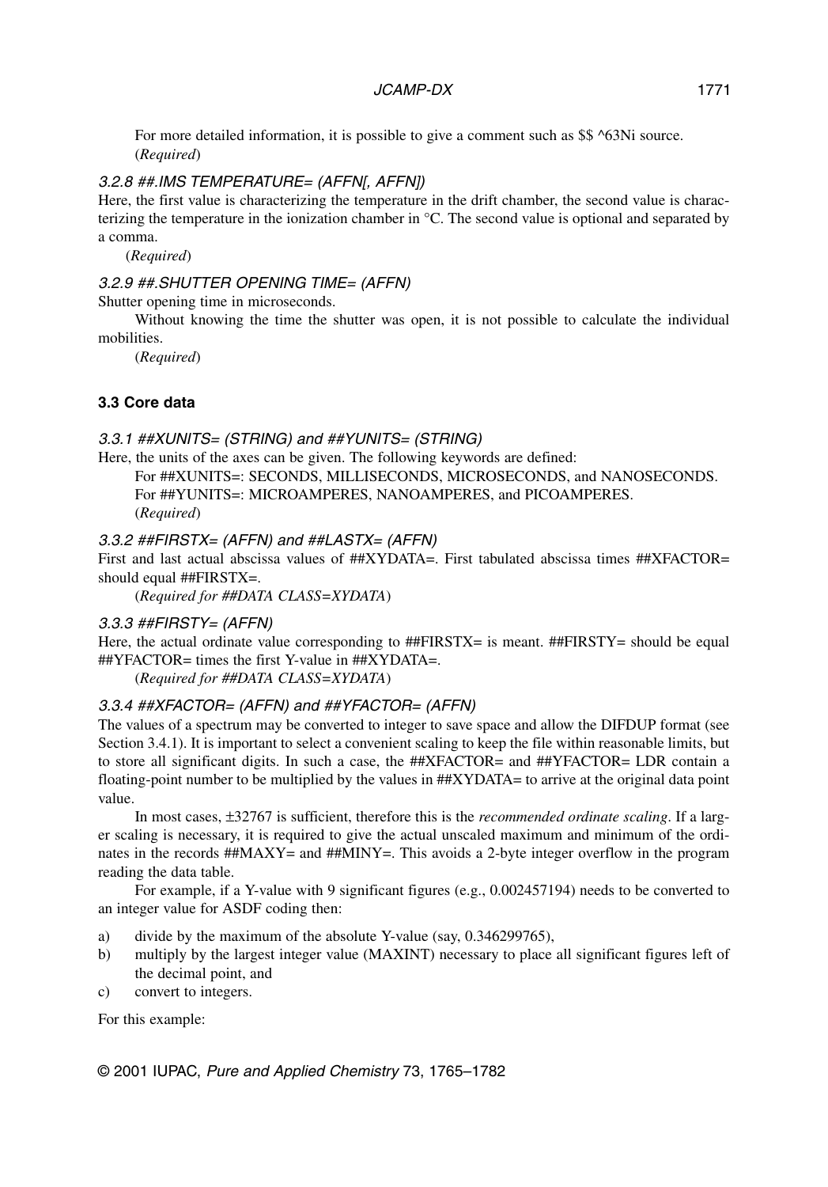For more detailed information, it is possible to give a comment such as $$ ^63Ni source.
(*Required*)

#### *3.2.8 ##.IMS TEMPERATURE= (AFFN[, AFFN])*

Here, the first value is characterizing the temperature in the drift chamber, the second value is characterizing the temperature in the ionization chamber in °C. The second value is optional and separated by a comma.

(*Required*)

#### *3.2.9 ##.SHUTTER OPENING TIME= (AFFN)*

Shutter opening time in microseconds.

Without knowing the time the shutter was open, it is not possible to calculate the individual mobilities.

(*Required*)

### 3.3 Core data

#### *3.3.1 ##XUNITS= (STRING) and ##YUNITS= (STRING)*

Here, the units of the axes can be given. The following keywords are defined:

For ##XUNITS=: SECONDS, MILLISECONDS, MICROSECONDS, and NANOSECONDS.
For ##YUNITS=: MICROAMPERES, NANOAMPERES, and PICOAMPERES.
(*Required*)

#### *3.3.2 ##FIRSTX= (AFFN) and ##LASTX= (AFFN)*

First and last actual abscissa values of ##XYDATA=. First tabulated abscissa times ##XFACTOR= should equal ##FIRSTX=.

(*Required for ##DATA CLASS=XYDATA*)

#### *3.3.3 ##FIRSTY= (AFFN)*

Here, the actual ordinate value corresponding to ##FIRSTX= is meant. ##FIRSTY= should be equal ##YFACTOR= times the first Y-value in ##XYDATA=.

(*Required for ##DATA CLASS=XYDATA*)

#### *3.3.4 ##XFACTOR= (AFFN) and ##YFACTOR= (AFFN)*

The values of a spectrum may be converted to integer to save space and allow the DIFDUP format (see Section 3.4.1). It is important to select a convenient scaling to keep the file within reasonable limits, but to store all significant digits. In such a case, the ##XFACTOR= and ##YFACTOR= LDR contain a floating-point number to be multiplied by the values in ##XYDATA= to arrive at the original data point value.

In most cases, ±32767 is sufficient, therefore this is the *recommended ordinate scaling*. If a larger scaling is necessary, it is required to give the actual unscaled maximum and minimum of the ordinates in the records ##MAXY= and ##MINY=. This avoids a 2-byte integer overflow in the program reading the data table.

For example, if a Y-value with 9 significant figures (e.g., 0.002457194) needs to be converted to an integer value for ASDF coding then:

a) divide by the maximum of the absolute Y-value (say, 0.346299765),
b) multiply by the largest integer value (MAXINT) necessary to place all significant figures left of the decimal point, and
c) convert to integers.

For this example: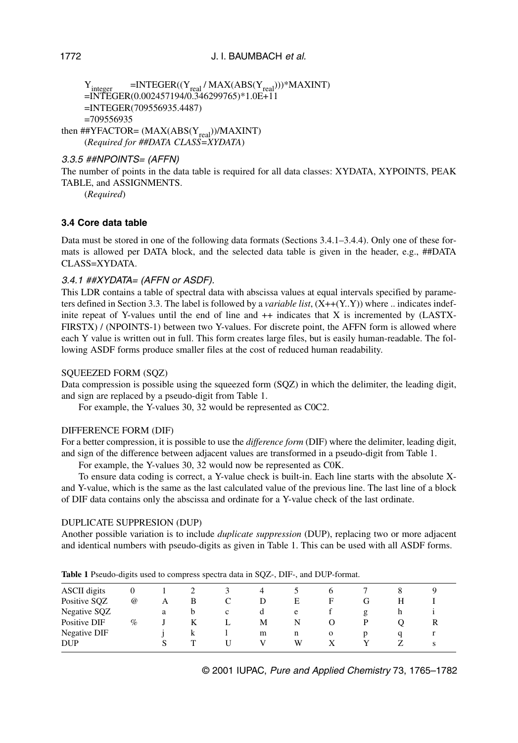$Y_{integer}$ =INTEGER(($Y_{real}$ / MAX(ABS($Y_{real}$)))*MAXINT)
=INTEGER(0.002457194/0.346299765)*1.0E+11
=INTEGER(709556935.4487)
=709556935

then ##YFACTOR= (MAX(ABS($Y_{real}$))/MAXINT)
(*Required for ##DATA CLASS=XYDATA*)

### *3.3.5 ##NPOINTS= (AFFN)*

The number of points in the data table is required for all data classes: XYDATA, XYPOINTS, PEAK TABLE, and ASSIGNMENTS.

(*Required*)

## 3.4 Core data table

Data must be stored in one of the following data formats (Sections 3.4.1–3.4.4). Only one of these formats is allowed per DATA block, and the selected data table is given in the header, e.g., ##DATA CLASS=XYDATA.

### *3.4.1 ##XYDATA= (AFFN or ASDF).*

This LDR contains a table of spectral data with abscissa values at equal intervals specified by parameters defined in Section 3.3. The label is followed by a *variable list*, (X++(Y..Y)) where .. indicates indefinite repeat of Y-values until the end of line and ++ indicates that X is incremented by (LASTX-FIRSTX) / (NPOINTS-1) between two Y-values. For discrete point, the AFFN form is allowed where each Y value is written out in full. This form creates large files, but is easily human-readable. The following ASDF forms produce smaller files at the cost of reduced human readability.

SQUEEZED FORM (SQZ)

Data compression is possible using the squeezed form (SQZ) in which the delimiter, the leading digit, and sign are replaced by a pseudo-digit from Table 1.

For example, the Y-values 30, 32 would be represented as C0C2.

DIFFERENCE FORM (DIF)

For a better compression, it is possible to use the *difference form* (DIF) where the delimiter, leading digit, and sign of the difference between adjacent values are transformed in a pseudo-digit from Table 1.

For example, the Y-values 30, 32 would now be represented as C0K.

To ensure data coding is correct, a Y-value check is built-in. Each line starts with the absolute X- and Y-value, which is the same as the last calculated value of the previous line. The last line of a block of DIF data contains only the abscissa and ordinate for a Y-value check of the last ordinate.

DUPLICATE SUPPRESION (DUP)

Another possible variation is to include *duplicate suppression* (DUP), replacing two or more adjacent and identical numbers with pseudo-digits as given in Table 1. This can be used with all ASDF forms.

**Table 1** Pseudo-digits used to compress spectra data in SQZ-, DIF-, and DUP-format.

| ASCII digits | 0 | 1 | 2 | 3 | 4 | 5 | 6 | 7 | 8 | 9 |
|---|---|---|---|---|---|---|---|---|---|---|
| Positive SQZ | @ | A | B | C | D | E | F | G | H | I |
| Negative SQZ | | a | b | c | d | e | f | g | h | i |
| Positive DIF | % | J | K | L | M | N | O | P | Q | R |
| Negative DIF | | j | k | l | m | n | o | p | q | r |
| DUP | | S | T | U | V | W | X | Y | Z | s |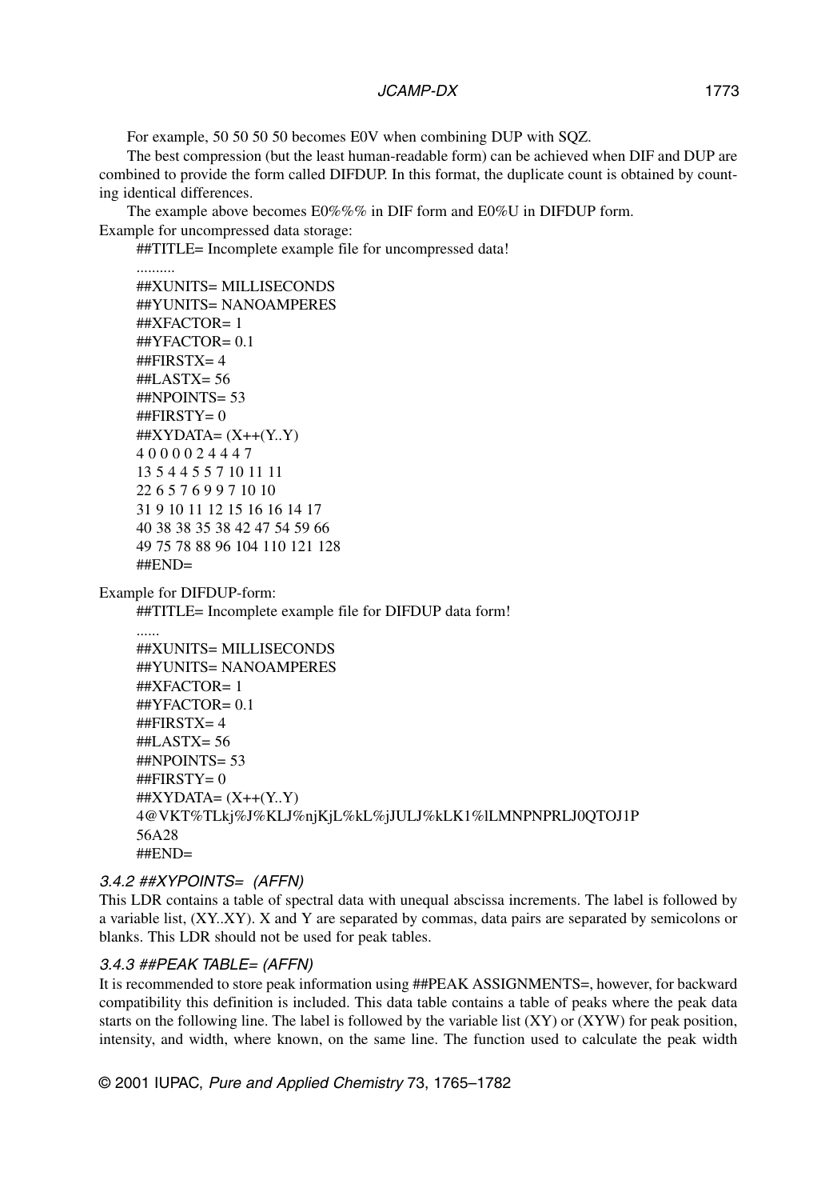For example, 50 50 50 50 becomes E0V when combining DUP with SQZ.

The best compression (but the least human-readable form) can be achieved when DIF and DUP are combined to provide the form called DIFDUP. In this format, the duplicate count is obtained by counting identical differences.

The example above becomes E0%%% in DIF form and E0%U in DIFDUP form.

Example for uncompressed data storage:

```
##TITLE= Incomplete example file for uncompressed data!
..........
##XUNITS= MILLISECONDS
##YUNITS= NANOAMPERES
##XFACTOR= 1
##YFACTOR= 0.1
##FIRSTX= 4
##LASTX= 56
##NPOINTS= 53
##FIRSTY= 0
##XYDATA= (X++(Y..Y)
4 0 0 0 0 2 4 4 4 7
13 5 4 4 5 5 7 10 11 11
22 6 5 7 6 9 9 7 10 10
31 9 10 11 12 15 16 16 14 17
40 38 38 35 38 42 47 54 59 66
49 75 78 88 96 104 110 121 128
##END=
```

Example for DIFDUP-form:

```
##TITLE= Incomplete example file for DIFDUP data form!
......
##XUNITS= MILLISECONDS
##YUNITS= NANOAMPERES
##XFACTOR= 1
##YFACTOR= 0.1
##FIRSTX= 4
##LASTX= 56
##NPOINTS= 53
##FIRSTY= 0
##XYDATA= (X++(Y..Y)
4@VKT%TLkj%J%KLJ%njKjL%kL%jJULJ%kLK1%lLMNPNPRLJ0QTOJ1P
56A28
##END=
```

### *3.4.2 ##XYPOINTS= (AFFN)*

This LDR contains a table of spectral data with unequal abscissa increments. The label is followed by a variable list, (XY..XY). X and Y are separated by commas, data pairs are separated by semicolons or blanks. This LDR should not be used for peak tables.

### *3.4.3 ##PEAK TABLE= (AFFN)*

It is recommended to store peak information using ##PEAK ASSIGNMENTS=, however, for backward compatibility this definition is included. This data table contains a table of peaks where the peak data starts on the following line. The label is followed by the variable list (XY) or (XYW) for peak position, intensity, and width, where known, on the same line. The function used to calculate the peak width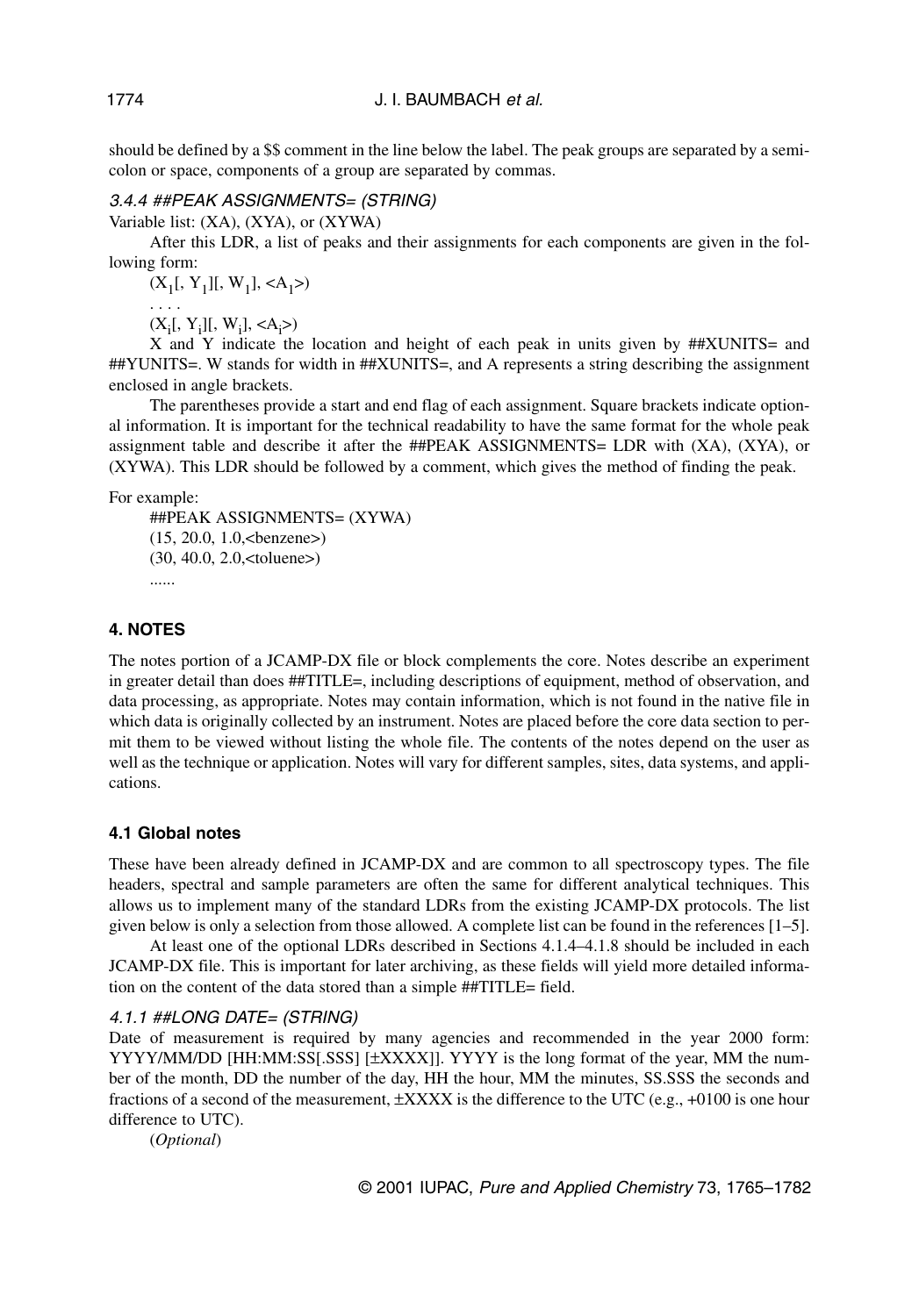should be defined by a $$ comment in the line below the label. The peak groups are separated by a semicolon or space, components of a group are separated by commas.

### *3.4.4 ##PEAK ASSIGNMENTS= (STRING)*

Variable list: (XA), (XYA), or (XYWA)

After this LDR, a list of peaks and their assignments for each components are given in the following form:

($X_1$[, $Y_1$][, $W_1$], <$A_1$>)

. . . .

($X_i$[, $Y_i$][, $W_i$], <$A_i$>)

X and Y indicate the location and height of each peak in units given by ##XUNITS= and ##YUNITS=. W stands for width in ##XUNITS=, and A represents a string describing the assignment enclosed in angle brackets.

The parentheses provide a start and end flag of each assignment. Square brackets indicate optional information. It is important for the technical readability to have the same format for the whole peak assignment table and describe it after the ##PEAK ASSIGNMENTS= LDR with (XA), (XYA), or (XYWA). This LDR should be followed by a comment, which gives the method of finding the peak.

For example:

```
##PEAK ASSIGNMENTS= (XYWA)
(15, 20.0, 1.0,<benzene>)
(30, 40.0, 2.0,<toluene>)
......
```

## 4. NOTES

The notes portion of a JCAMP-DX file or block complements the core. Notes describe an experiment in greater detail than does ##TITLE=, including descriptions of equipment, method of observation, and data processing, as appropriate. Notes may contain information, which is not found in the native file in which data is originally collected by an instrument. Notes are placed before the core data section to permit them to be viewed without listing the whole file. The contents of the notes depend on the user as well as the technique or application. Notes will vary for different samples, sites, data systems, and applications.

### 4.1 Global notes

These have been already defined in JCAMP-DX and are common to all spectroscopy types. The file headers, spectral and sample parameters are often the same for different analytical techniques. This allows us to implement many of the standard LDRs from the existing JCAMP-DX protocols. The list given below is only a selection from those allowed. A complete list can be found in the references [1–5].

At least one of the optional LDRs described in Sections 4.1.4–4.1.8 should be included in each JCAMP-DX file. This is important for later archiving, as these fields will yield more detailed information on the content of the data stored than a simple ##TITLE= field.

### *4.1.1 ##LONG DATE= (STRING)*

Date of measurement is required by many agencies and recommended in the year 2000 form: YYYY/MM/DD [HH:MM:SS[.SSS] [±XXXX]]. YYYY is the long format of the year, MM the number of the month, DD the number of the day, HH the hour, MM the minutes, SS.SSS the seconds and fractions of a second of the measurement, ±XXXX is the difference to the UTC (e.g., +0100 is one hour difference to UTC).

(*Optional*)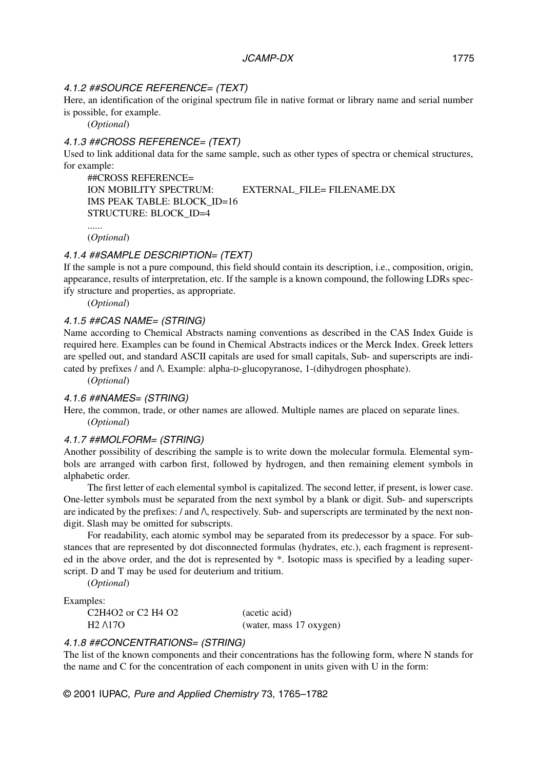#### *4.1.2 ##SOURCE REFERENCE= (TEXT)*

Here, an identification of the original spectrum file in native format or library name and serial number is possible, for example.

(*Optional*)

#### *4.1.3 ##CROSS REFERENCE= (TEXT)*

Used to link additional data for the same sample, such as other types of spectra or chemical structures, for example:

```
##CROSS REFERENCE=
ION MOBILITY SPECTRUM:        EXTERNAL_FILE= FILENAME.DX
IMS PEAK TABLE: BLOCK_ID=16
STRUCTURE: BLOCK_ID=4
......
```

(*Optional*)

#### *4.1.4 ##SAMPLE DESCRIPTION= (TEXT)*

If the sample is not a pure compound, this field should contain its description, i.e., composition, origin, appearance, results of interpretation, etc. If the sample is a known compound, the following LDRs specify structure and properties, as appropriate.

(*Optional*)

#### *4.1.5 ##CAS NAME= (STRING)*

Name according to Chemical Abstracts naming conventions as described in the CAS Index Guide is required here. Examples can be found in Chemical Abstracts indices or the Merck Index. Greek letters are spelled out, and standard ASCII capitals are used for small capitals, Sub- and superscripts are indicated by prefixes / and /\. Example: alpha-D-glucopyranose, 1-(dihydrogen phosphate).

(*Optional*)

#### *4.1.6 ##NAMES= (STRING)*

Here, the common, trade, or other names are allowed. Multiple names are placed on separate lines.

(*Optional*)

#### *4.1.7 ##MOLFORM= (STRING)*

Another possibility of describing the sample is to write down the molecular formula. Elemental symbols are arranged with carbon first, followed by hydrogen, and then remaining element symbols in alphabetic order.

The first letter of each elemental symbol is capitalized. The second letter, if present, is lower case. One-letter symbols must be separated from the next symbol by a blank or digit. Sub- and superscripts are indicated by the prefixes: / and /\, respectively. Sub- and superscripts are terminated by the next non-digit. Slash may be omitted for subscripts.

For readability, each atomic symbol may be separated from its predecessor by a space. For substances that are represented by dot disconnected formulas (hydrates, etc.), each fragment is represented in the above order, and the dot is represented by *. Isotopic mass is specified by a leading superscript. D and T may be used for deuterium and tritium.

(*Optional*)

Examples:

```
C2H4O2 or C2 H4 O2          (acetic acid)
H2 /\17O                    (water, mass 17 oxygen)
```

#### *4.1.8 ##CONCENTRATIONS= (STRING)*

The list of the known components and their concentrations has the following form, where N stands for the name and C for the concentration of each component in units given with U in the form: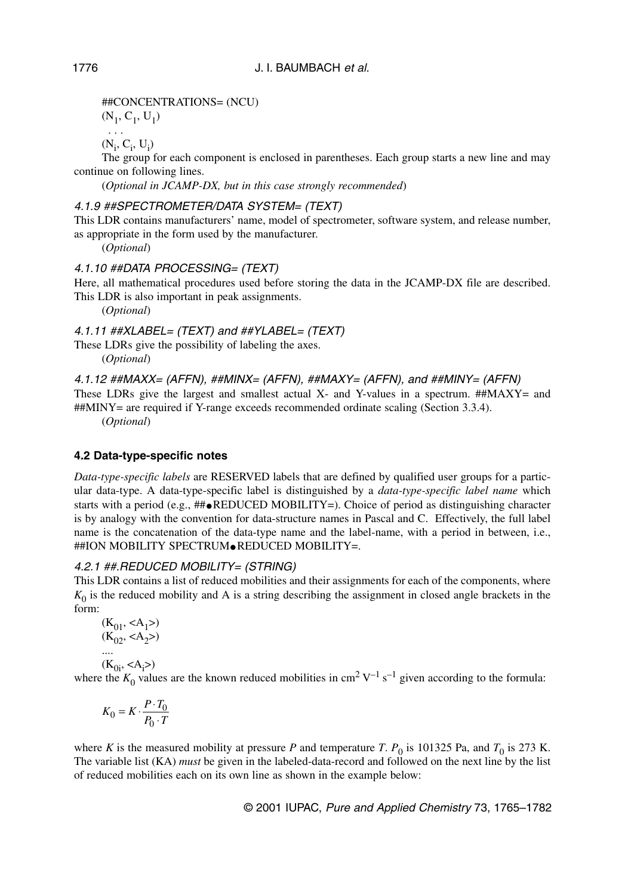##CONCENTRATIONS= (NCU)

($N_1$, $C_1$, $U_1$)

. . .

($N_i$, $C_i$, $U_i$)

The group for each component is enclosed in parentheses. Each group starts a new line and may continue on following lines.

(*Optional in JCAMP-DX, but in this case strongly recommended*)

#### *4.1.9 ##SPECTROMETER/DATA SYSTEM= (TEXT)*

This LDR contains manufacturers' name, model of spectrometer, software system, and release number, as appropriate in the form used by the manufacturer.

(*Optional*)

#### *4.1.10 ##DATA PROCESSING= (TEXT)*

Here, all mathematical procedures used before storing the data in the JCAMP-DX file are described. This LDR is also important in peak assignments.

(*Optional*)

#### *4.1.11 ##XLABEL= (TEXT) and ##YLABEL= (TEXT)*

These LDRs give the possibility of labeling the axes.

(*Optional*)

#### *4.1.12 ##MAXX= (AFFN), ##MINX= (AFFN), ##MAXY= (AFFN), and ##MINY= (AFFN)*

These LDRs give the largest and smallest actual X- and Y-values in a spectrum. ##MAXY= and ##MINY= are required if Y-range exceeds recommended ordinate scaling (Section 3.3.4).

(*Optional*)

### 4.2 Data-type-specific notes

*Data-type-specific labels* are RESERVED labels that are defined by qualified user groups for a particular data-type. A data-type-specific label is distinguished by a *data-type-specific label name* which starts with a period (e.g., ##•REDUCED MOBILITY=). Choice of period as distinguishing character is by analogy with the convention for data-structure names in Pascal and C. Effectively, the full label name is the concatenation of the data-type name and the label-name, with a period in between, i.e., ##ION MOBILITY SPECTRUM•REDUCED MOBILITY=.

#### *4.2.1 ##.REDUCED MOBILITY= (STRING)*

This LDR contains a list of reduced mobilities and their assignments for each of the components, where $K_0$ is the reduced mobility and A is a string describing the assignment in closed angle brackets in the form:

($K_{01}$, <$A_1$>)

($K_{02}$, <$A_2$>)

....

($K_{0i}$, <$A_i$>)

where the $K_0$ values are the known reduced mobilities in cm$^2$ V$^{-1}$ s$^{-1}$ given according to the formula:

$$K_0 = K \cdot \frac{P \cdot T_0}{P_0 \cdot T}$$

where $K$ is the measured mobility at pressure $P$ and temperature $T$. $P_0$ is 101325 Pa, and $T_0$ is 273 K. The variable list (KA) *must* be given in the labeled-data-record and followed on the next line by the list of reduced mobilities each on its own line as shown in the example below: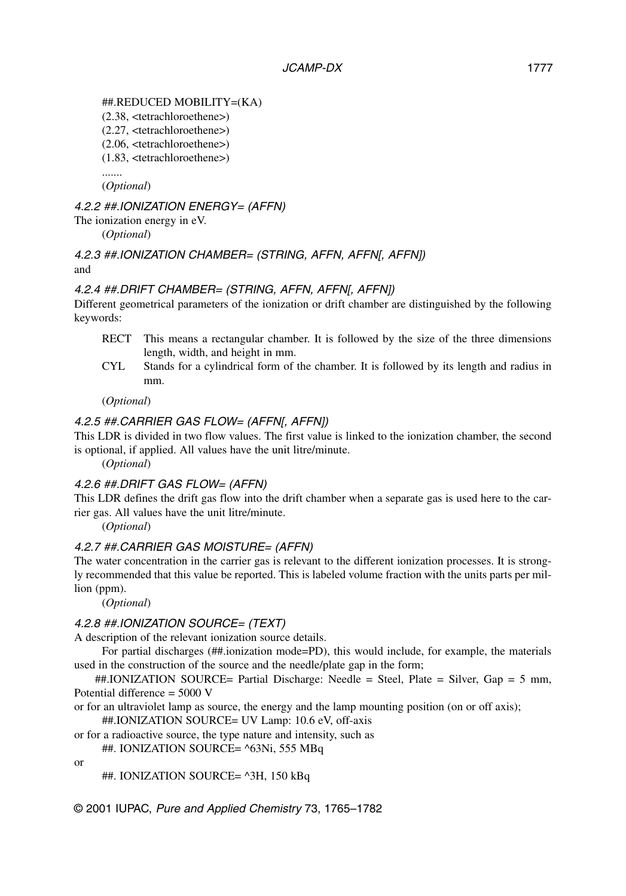##.REDUCED MOBILITY=(KA)
(2.38, <tetrachloroethene>)
(2.27, <tetrachloroethene>)
(2.06, <tetrachloroethene>)
(1.83, <tetrachloroethene>)
.......
(*Optional*)

#### *4.2.2 ##.IONIZATION ENERGY= (AFFN)*

The ionization energy in eV.

(*Optional*)

#### *4.2.3 ##.IONIZATION CHAMBER= (STRING, AFFN, AFFN[, AFFN])*

and

#### *4.2.4 ##.DRIFT CHAMBER= (STRING, AFFN, AFFN[, AFFN])*

Different geometrical parameters of the ionization or drift chamber are distinguished by the following keywords:

- RECT This means a rectangular chamber. It is followed by the size of the three dimensions length, width, and height in mm.
- CYL Stands for a cylindrical form of the chamber. It is followed by its length and radius in mm.

(*Optional*)

#### *4.2.5 ##.CARRIER GAS FLOW= (AFFN[, AFFN])*

This LDR is divided in two flow values. The first value is linked to the ionization chamber, the second is optional, if applied. All values have the unit litre/minute.

(*Optional*)

#### *4.2.6 ##.DRIFT GAS FLOW= (AFFN)*

This LDR defines the drift gas flow into the drift chamber when a separate gas is used here to the carrier gas. All values have the unit litre/minute.

(*Optional*)

#### *4.2.7 ##.CARRIER GAS MOISTURE= (AFFN)*

The water concentration in the carrier gas is relevant to the different ionization processes. It is strongly recommended that this value be reported. This is labeled volume fraction with the units parts per million (ppm).

(*Optional*)

#### *4.2.8 ##.IONIZATION SOURCE= (TEXT)*

A description of the relevant ionization source details.

For partial discharges (##.ionization mode=PD), this would include, for example, the materials used in the construction of the source and the needle/plate gap in the form;

##.IONIZATION SOURCE= Partial Discharge: Needle = Steel, Plate = Silver, Gap = 5 mm, Potential difference = 5000 V

or for an ultraviolet lamp as source, the energy and the lamp mounting position (on or off axis);

##.IONIZATION SOURCE= UV Lamp: 10.6 eV, off-axis

or for a radioactive source, the type nature and intensity, such as

##. IONIZATION SOURCE= ^63Ni, 555 MBq

or

##. IONIZATION SOURCE= ^3H, 150 kBq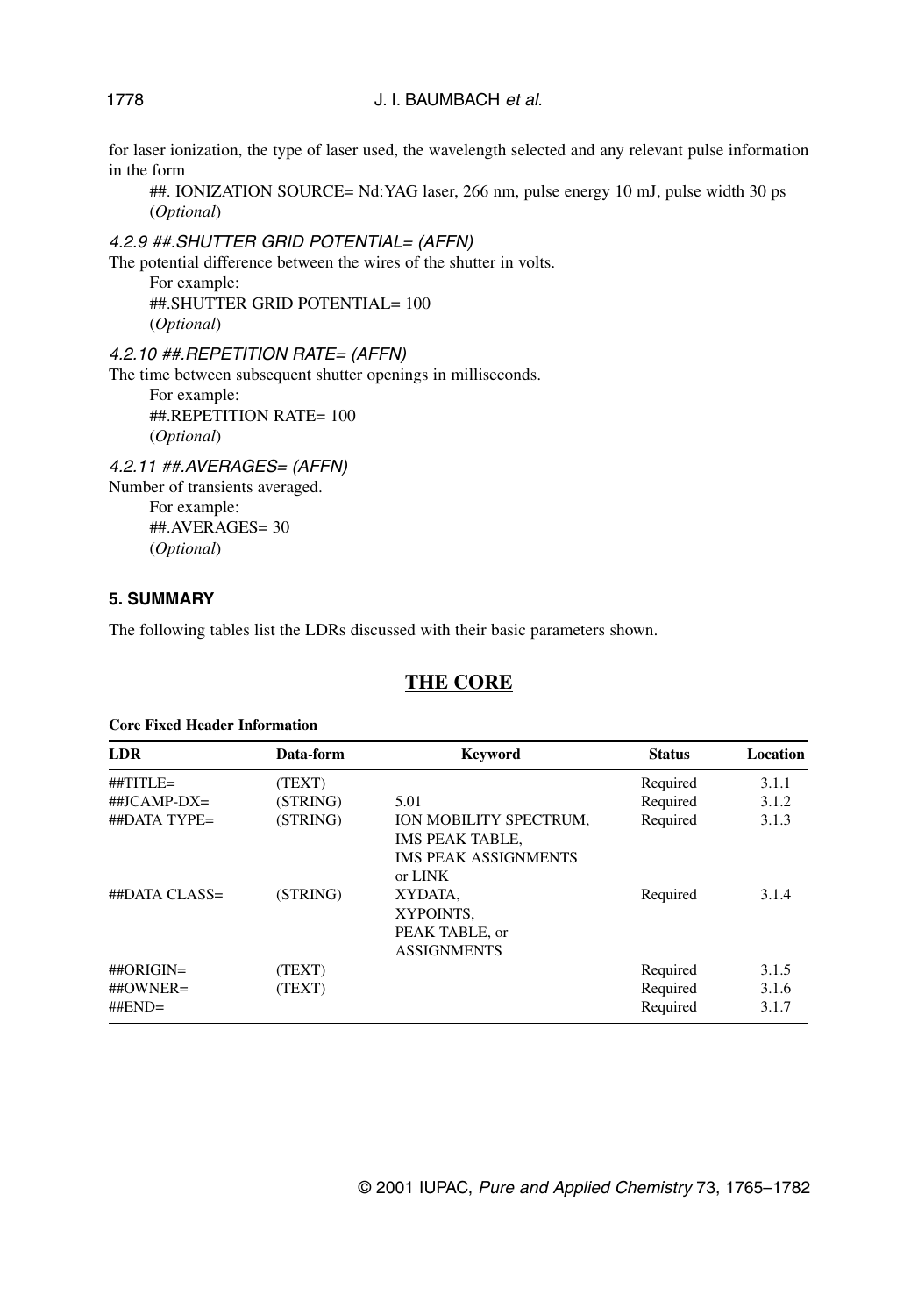for laser ionization, the type of laser used, the wavelength selected and any relevant pulse information in the form

##. IONIZATION SOURCE= Nd:YAG laser, 266 nm, pulse energy 10 mJ, pulse width 30 ps (*Optional*)

#### *4.2.9 ##.SHUTTER GRID POTENTIAL= (AFFN)*

The potential difference between the wires of the shutter in volts.

For example:
##.SHUTTER GRID POTENTIAL= 100
(*Optional*)

#### *4.2.10 ##.REPETITION RATE= (AFFN)*

The time between subsequent shutter openings in milliseconds.

For example:
##.REPETITION RATE= 100
(*Optional*)

#### *4.2.11 ##.AVERAGES= (AFFN)*

Number of transients averaged.

For example:
##.AVERAGES= 30
(*Optional*)

## 5. SUMMARY

The following tables list the LDRs discussed with their basic parameters shown.

## THE CORE

**Core Fixed Header Information**

| LDR | Data-form | Keyword | Status | Location |
|---|---|---|---|---|
| ##TITLE= | (TEXT) | | Required | 3.1.1 |
| ##JCAMP-DX= | (STRING) | 5.01 | Required | 3.1.2 |
| ##DATA TYPE= | (STRING) | ION MOBILITY SPECTRUM, IMS PEAK TABLE, IMS PEAK ASSIGNMENTS or LINK | Required | 3.1.3 |
| ##DATA CLASS= | (STRING) | XYDATA, XYPOINTS, PEAK TABLE, or ASSIGNMENTS | Required | 3.1.4 |
| ##ORIGIN= | (TEXT) | | Required | 3.1.5 |
| ##OWNER= | (TEXT) | | Required | 3.1.6 |
| ##END= | | | Required | 3.1.7 |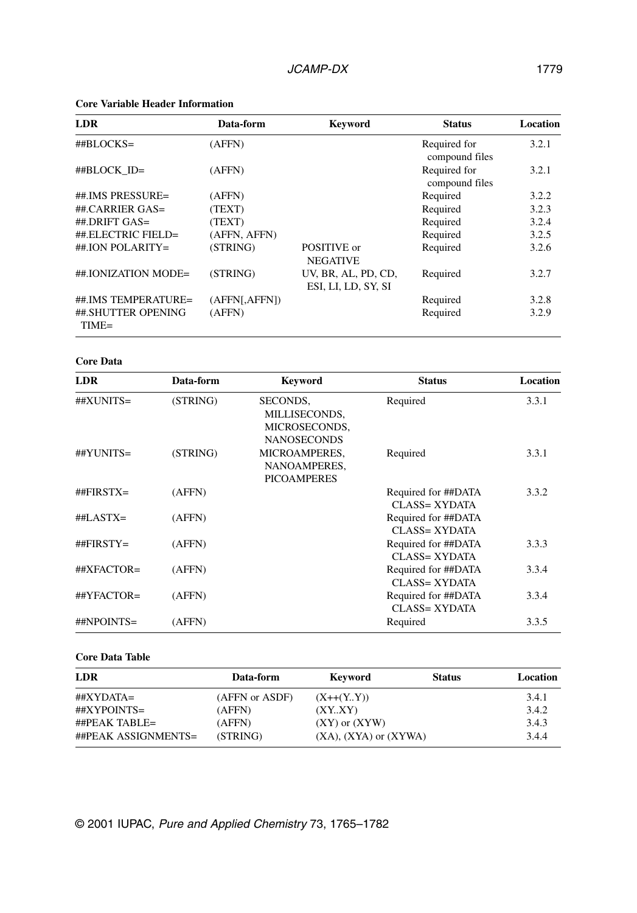**Core Variable Header Information**

| LDR | Data-form | Keyword | Status | Location |
|---|---|---|---|---|
| ##BLOCKS= | (AFFN) | | Required for compound files | 3.2.1 |
| ##BLOCK_ID= | (AFFN) | | Required for compound files | 3.2.1 |
| ##.IMS PRESSURE= | (AFFN) | | Required | 3.2.2 |
| ##.CARRIER GAS= | (TEXT) | | Required | 3.2.3 |
| ##.DRIFT GAS= | (TEXT) | | Required | 3.2.4 |
| ##.ELECTRIC FIELD= | (AFFN, AFFN) | | Required | 3.2.5 |
| ##.ION POLARITY= | (STRING) | POSITIVE or NEGATIVE | Required | 3.2.6 |
| ##.IONIZATION MODE= | (STRING) | UV, BR, AL, PD, CD, ESI, LI, LD, SY, SI | Required | 3.2.7 |
| ##.IMS TEMPERATURE= | (AFFN[,AFFN]) | | Required | 3.2.8 |
| ##.SHUTTER OPENING TIME= | (AFFN) | | Required | 3.2.9 |

**Core Data**

| LDR | Data-form | Keyword | Status | Location |
|---|---|---|---|---|
| ##XUNITS= | (STRING) | SECONDS, MILLISECONDS, MICROSECONDS, NANOSECONDS | Required | 3.3.1 |
| ##YUNITS= | (STRING) | MICROAMPERES, NANOAMPERES, PICOAMPERES | Required | 3.3.1 |
| ##FIRSTX= | (AFFN) | | Required for ##DATA CLASS= XYDATA | 3.3.2 |
| ##LASTX= | (AFFN) | | Required for ##DATA CLASS= XYDATA | |
| ##FIRSTY= | (AFFN) | | Required for ##DATA CLASS= XYDATA | 3.3.3 |
| ##XFACTOR= | (AFFN) | | Required for ##DATA CLASS= XYDATA | 3.3.4 |
| ##YFACTOR= | (AFFN) | | Required for ##DATA CLASS= XYDATA | 3.3.4 |
| ##NPOINTS= | (AFFN) | | Required | 3.3.5 |

**Core Data Table**

| LDR | Data-form | Keyword | Status | Location |
|---|---|---|---|---|
| ##XYDATA= | (AFFN or ASDF) | (X++(Y..Y)) | | 3.4.1 |
| ##XYPOINTS= | (AFFN) | (XY..XY) | | 3.4.2 |
| ##PEAK TABLE= | (AFFN) | (XY) or (XYW) | | 3.4.3 |
| ##PEAK ASSIGNMENTS= | (STRING) | (XA), (XYA) or (XYWA) | | 3.4.4 |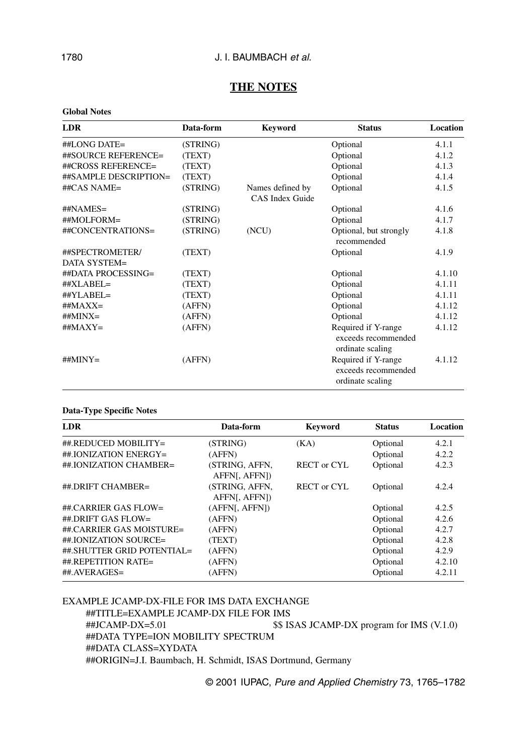## THE NOTES

**Global Notes**

| LDR | Data-form | Keyword | Status | Location |
|---|---|---|---|---|
| ##LONG DATE= | (STRING) | | Optional | 4.1.1 |
| ##SOURCE REFERENCE= | (TEXT) | | Optional | 4.1.2 |
| ##CROSS REFERENCE= | (TEXT) | | Optional | 4.1.3 |
| ##SAMPLE DESCRIPTION= | (TEXT) | | Optional | 4.1.4 |
| ##CAS NAME= | (STRING) | Names defined by CAS Index Guide | Optional | 4.1.5 |
| ##NAMES= | (STRING) | | Optional | 4.1.6 |
| ##MOLFORM= | (STRING) | | Optional | 4.1.7 |
| ##CONCENTRATIONS= | (STRING) | (NCU) | Optional, but strongly recommended | 4.1.8 |
| ##SPECTROMETER/ DATA SYSTEM= | (TEXT) | | Optional | 4.1.9 |
| ##DATA PROCESSING= | (TEXT) | | Optional | 4.1.10 |
| ##XLABEL= | (TEXT) | | Optional | 4.1.11 |
| ##YLABEL= | (TEXT) | | Optional | 4.1.11 |
| ##MAXX= | (AFFN) | | Optional | 4.1.12 |
| ##MINX= | (AFFN) | | Optional | 4.1.12 |
| ##MAXY= | (AFFN) | | Required if Y-range exceeds recommended ordinate scaling | 4.1.12 |
| ##MINY= | (AFFN) | | Required if Y-range exceeds recommended ordinate scaling | 4.1.12 |

**Data-Type Specific Notes**

| LDR | Data-form | Keyword | Status | Location |
|---|---|---|---|---|
| ##.REDUCED MOBILITY= | (STRING) | (KA) | Optional | 4.2.1 |
| ##.IONIZATION ENERGY= | (AFFN) | | Optional | 4.2.2 |
| ##.IONIZATION CHAMBER= | (STRING, AFFN, AFFN[, AFFN]) | RECT or CYL | Optional | 4.2.3 |
| ##.DRIFT CHAMBER= | (STRING, AFFN, AFFN[, AFFN]) | RECT or CYL | Optional | 4.2.4 |
| ##.CARRIER GAS FLOW= | (AFFN[, AFFN]) | | Optional | 4.2.5 |
| ##.DRIFT GAS FLOW= | (AFFN) | | Optional | 4.2.6 |
| ##.CARRIER GAS MOISTURE= | (AFFN) | | Optional | 4.2.7 |
| ##.IONIZATION SOURCE= | (TEXT) | | Optional | 4.2.8 |
| ##.SHUTTER GRID POTENTIAL= | (AFFN) | | Optional | 4.2.9 |
| ##.REPETITION RATE= | (AFFN) | | Optional | 4.2.10 |
| ##.AVERAGES= | (AFFN) | | Optional | 4.2.11 |

EXAMPLE JCAMP-DX-FILE FOR IMS DATA EXCHANGE

```
##TITLE=EXAMPLE JCAMP-DX FILE FOR IMS
##JCAMP-DX=5.01                    $$ ISAS JCAMP-DX program for IMS (V.1.0)
##DATA TYPE=ION MOBILITY SPECTRUM
##DATA CLASS=XYDATA
##ORIGIN=J.I. Baumbach, H. Schmidt, ISAS Dortmund, Germany
```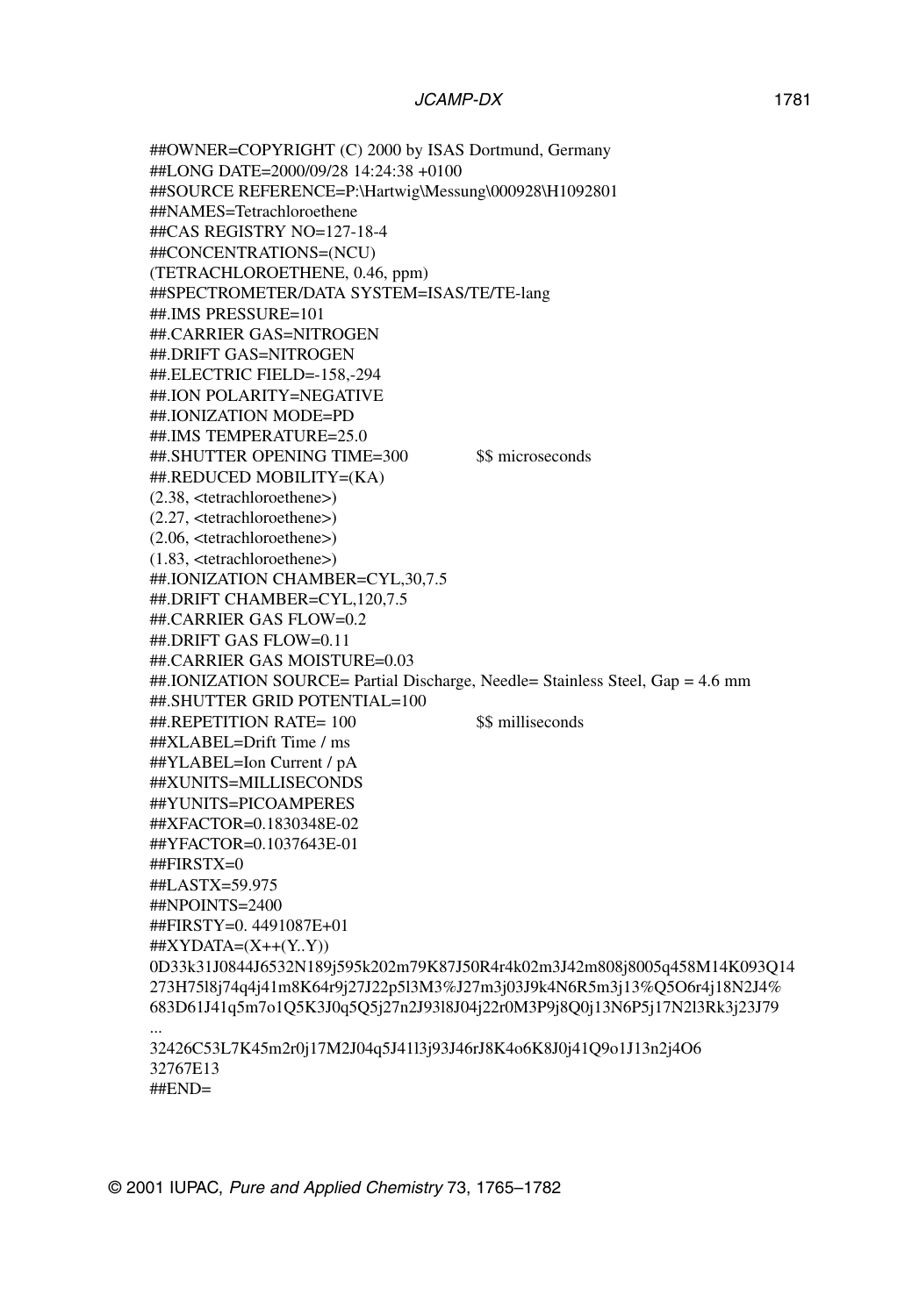```
##OWNER=COPYRIGHT (C) 2000 by ISAS Dortmund, Germany
##LONG DATE=2000/09/28 14:24:38 +0100
##SOURCE REFERENCE=P:\Hartwig\Messung\000928\H1092801
##NAMES=Tetrachloroethene
##CAS REGISTRY NO=127-18-4
##CONCENTRATIONS=(NCU)
(TETRACHLOROETHENE, 0.46, ppm)
##SPECTROMETER/DATA SYSTEM=ISAS/TE/TE-lang
##.IMS PRESSURE=101
##.CARRIER GAS=NITROGEN
##.DRIFT GAS=NITROGEN
##.ELECTRIC FIELD=-158,-294
##.ION POLARITY=NEGATIVE
##.IONIZATION MODE=PD
##.IMS TEMPERATURE=25.0
##.SHUTTER OPENING TIME=300             $$ microseconds
##.REDUCED MOBILITY=(KA)
(2.38, <tetrachloroethene>)
(2.27, <tetrachloroethene>)
(2.06, <tetrachloroethene>)
(1.83, <tetrachloroethene>)
##.IONIZATION CHAMBER=CYL,30,7.5
##.DRIFT CHAMBER=CYL,120,7.5
##.CARRIER GAS FLOW=0.2
##.DRIFT GAS FLOW=0.11
##.CARRIER GAS MOISTURE=0.03
##.IONIZATION SOURCE= Partial Discharge, Needle= Stainless Steel, Gap = 4.6 mm
##.SHUTTER GRID POTENTIAL=100
##.REPETITION RATE= 100                 $$ milliseconds
##XLABEL=Drift Time / ms
##YLABEL=Ion Current / pA
##XUNITS=MILLISECONDS
##YUNITS=PICOAMPERES
##XFACTOR=0.1830348E-02
##YFACTOR=0.1037643E-01
##FIRSTX=0
##LASTX=59.975
##NPOINTS=2400
##FIRSTY=0. 4491087E+01
##XYDATA=(X++(Y..Y))
0D33k31J0844J6532N189j595k202m79K87J50R4r4k02m3J42m808j8005q458M14K093Q14
273H75l8j74q4j41m8K64r9j27J22p5l3M3%J27m3j03J9k4N6R5m3j13%Q5O6r4j18N2J4%
683D61J41q5m7o1Q5K3J0q5Q5j27n2J93l8J04j22r0M3P9j8Q0j13N6P5j17N2l3Rk3j23J79
...
32426C53L7K45m2r0j17M2J04q5J41l3j93J46rJ8K4o6K8J0j41Q9o1J13n2j4O6
32767E13
##END=
```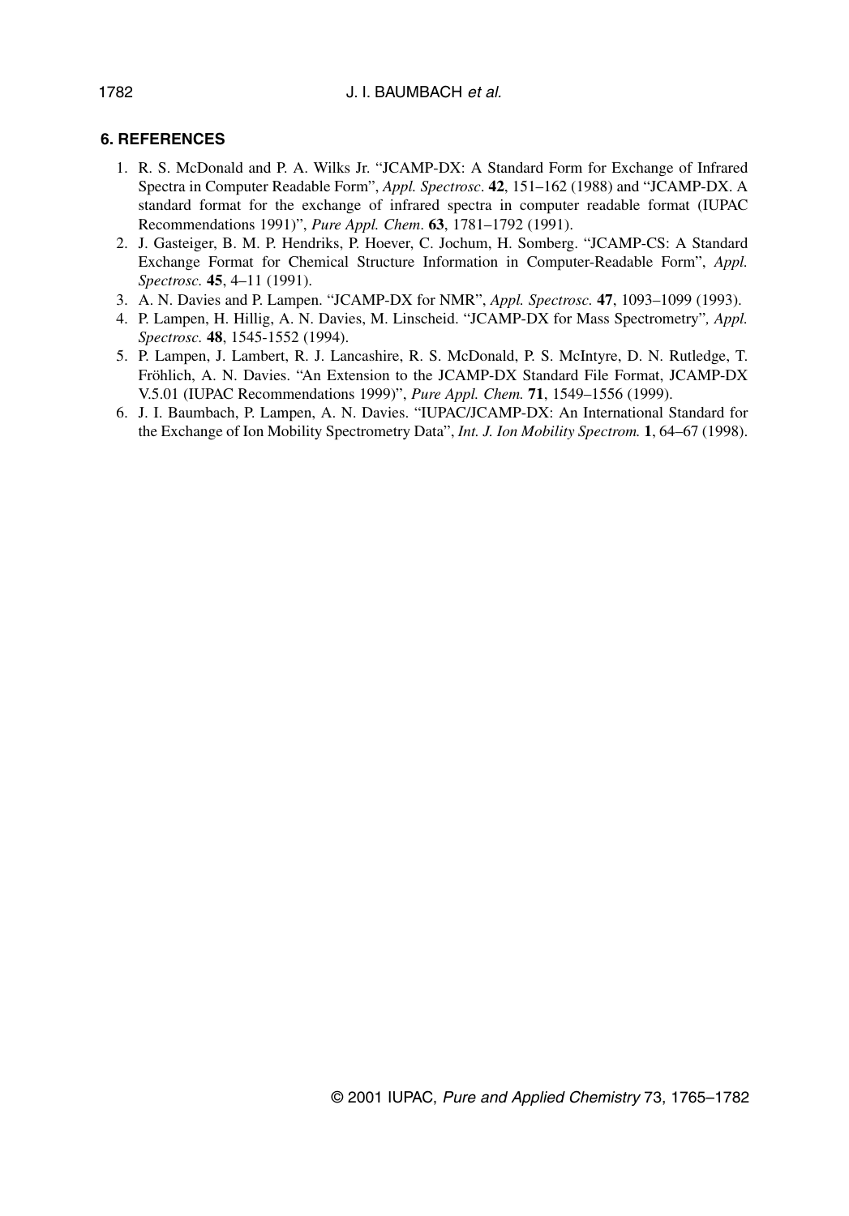## 6. REFERENCES

1. R. S. McDonald and P. A. Wilks Jr. "JCAMP-DX: A Standard Form for Exchange of Infrared Spectra in Computer Readable Form", *Appl. Spectrosc*. **42**, 151–162 (1988) and "JCAMP-DX. A standard format for the exchange of infrared spectra in computer readable format (IUPAC Recommendations 1991)", *Pure Appl. Chem*. **63**, 1781–1792 (1991).
2. J. Gasteiger, B. M. P. Hendriks, P. Hoever, C. Jochum, H. Somberg. "JCAMP-CS: A Standard Exchange Format for Chemical Structure Information in Computer-Readable Form", *Appl. Spectrosc.* **45**, 4–11 (1991).
3. A. N. Davies and P. Lampen. "JCAMP-DX for NMR", *Appl. Spectrosc.* **47**, 1093–1099 (1993).
4. P. Lampen, H. Hillig, A. N. Davies, M. Linscheid. "JCAMP-DX for Mass Spectrometry", *Appl. Spectrosc*. **48**, 1545-1552 (1994).
5. P. Lampen, J. Lambert, R. J. Lancashire, R. S. McDonald, P. S. McIntyre, D. N. Rutledge, T. Fröhlich, A. N. Davies. "An Extension to the JCAMP-DX Standard File Format, JCAMP-DX V.5.01 (IUPAC Recommendations 1999)", *Pure Appl. Chem.* **71**, 1549–1556 (1999).
6. J. I. Baumbach, P. Lampen, A. N. Davies. "IUPAC/JCAMP-DX: An International Standard for the Exchange of Ion Mobility Spectrometry Data", *Int. J. Ion Mobility Spectrom.* **1**, 64–67 (1998).